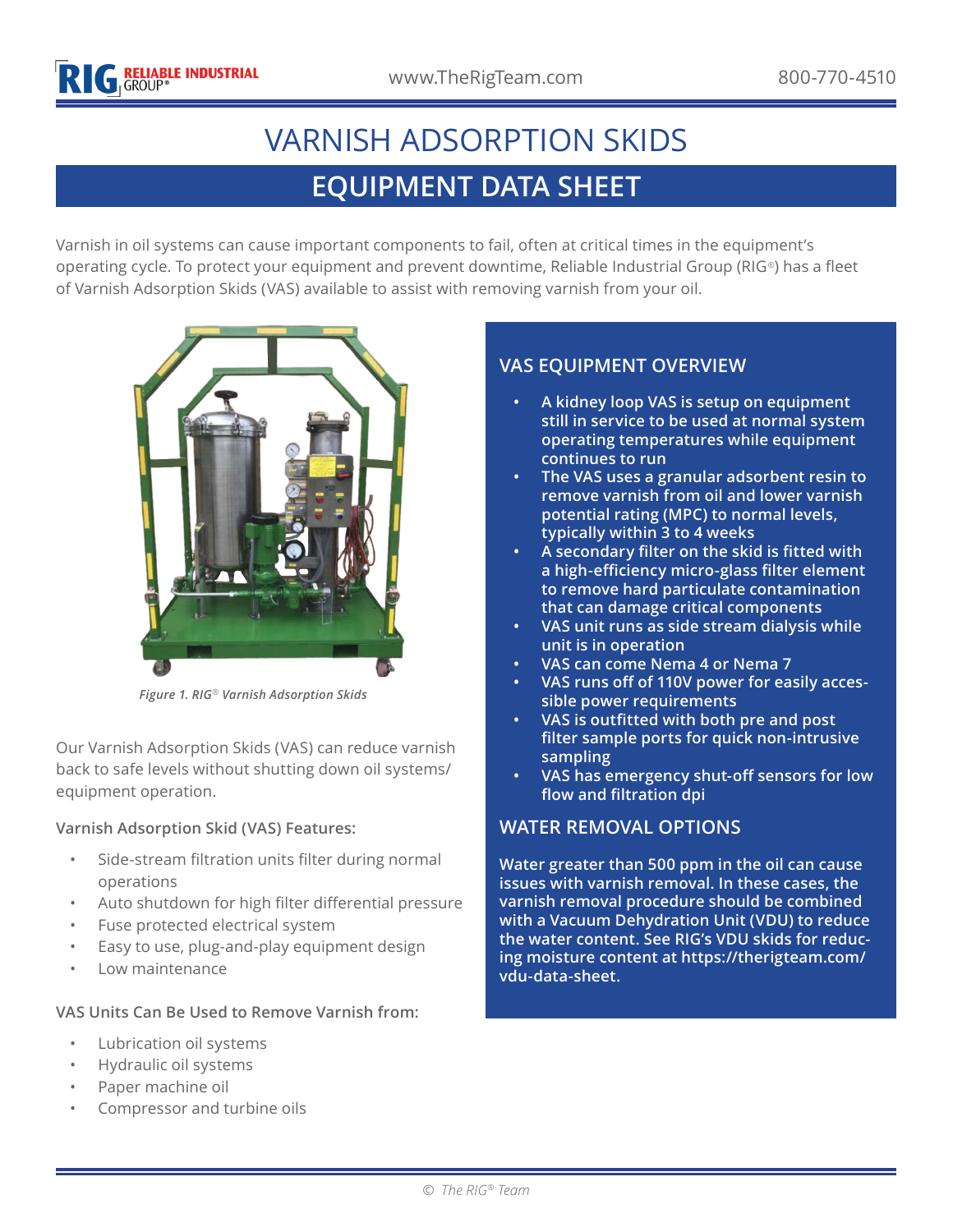# VARNISH ADSORPTION SKIDS

## EQUIPMENT DATA SHEET

Varnish in oil systems can cause important components to fail, often at critical times in the equipment's operating cycle. To protect your equipment and prevent downtime, Reliable Industrial Group (RIG®) has a fleet of Varnish Adsorption Skids (VAS) available to assist with removing varnish from your oil.

*Figure 1. RIG® Varnish Adsorption Skids*

Our Varnish Adsorption Skids (VAS) can reduce varnish back to safe levels without shutting down oil systems/ equipment operation.

**Varnish Adsorption Skid (VAS) Features:**

- Side-stream filtration units filter during normal operations
- Auto shutdown for high filter differential pressure
- Fuse protected electrical system
- Easy to use, plug-and-play equipment design
- Low maintenance

**VAS Units Can Be Used to Remove Varnish from:**

- Lubrication oil systems
- Hydraulic oil systems
- Paper machine oil
- Compressor and turbine oils

### VAS EQUIPMENT OVERVIEW

- A kidney loop VAS is setup on equipment still in service to be used at normal system operating temperatures while equipment continues to run
- The VAS uses a granular adsorbent resin to remove varnish from oil and lower varnish potential rating (MPC) to normal levels, typically within 3 to 4 weeks
- A secondary filter on the skid is fitted with a high-efficiency micro-glass filter element to remove hard particulate contamination that can damage critical components
- VAS unit runs as side stream dialysis while unit is in operation
- VAS can come Nema 4 or Nema 7
- VAS runs off of 110V power for easily accessible power requirements
- VAS is outfitted with both pre and post filter sample ports for quick non-intrusive sampling
- VAS has emergency shut-off sensors for low flow and filtration dpi

### WATER REMOVAL OPTIONS

Water greater than 500 ppm in the oil can cause issues with varnish removal. In these cases, the varnish removal procedure should be combined with a Vacuum Dehydration Unit (VDU) to reduce the water content. See RIG's VDU skids for reducing moisture content at https://therigteam.com/vdu-data-sheet.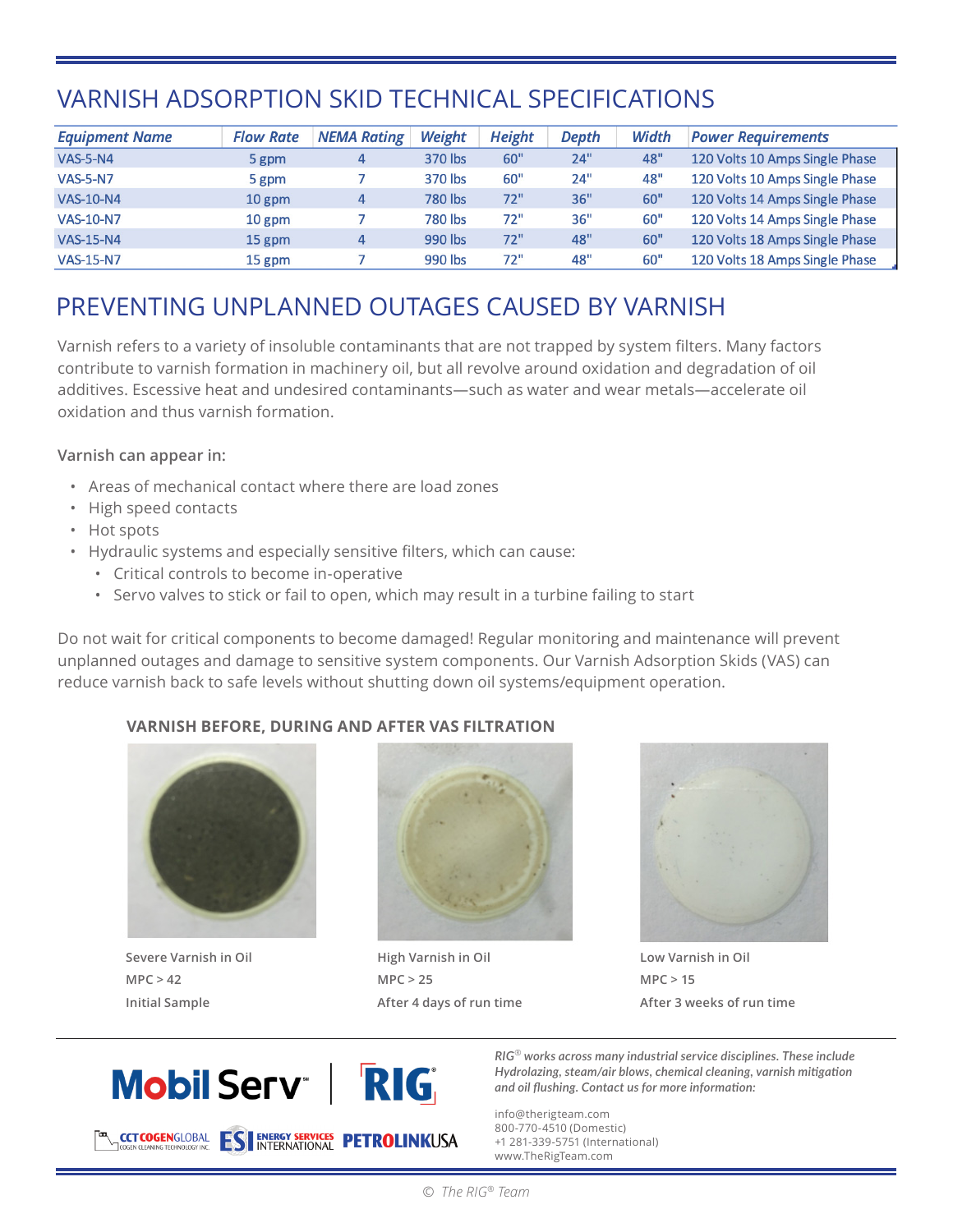## VARNISH ADSORPTION SKID TECHNICAL SPECIFICATIONS

| *Equipment Name* | *Flow Rate* | *NEMA Rating* | *Weight* | *Height* | *Depth* | *Width* | *Power Requirements* |
|---|---|---|---|---|---|---|---|
| VAS-5-N4 | 5 gpm | 4 | 370 lbs | 60" | 24" | 48" | 120 Volts 10 Amps Single Phase |
| VAS-5-N7 | 5 gpm | 7 | 370 lbs | 60" | 24" | 48" | 120 Volts 10 Amps Single Phase |
| VAS-10-N4 | 10 gpm | 4 | 780 lbs | 72" | 36" | 60" | 120 Volts 14 Amps Single Phase |
| VAS-10-N7 | 10 gpm | 7 | 780 lbs | 72" | 36" | 60" | 120 Volts 14 Amps Single Phase |
| VAS-15-N4 | 15 gpm | 4 | 990 lbs | 72" | 48" | 60" | 120 Volts 18 Amps Single Phase |
| VAS-15-N7 | 15 gpm | 7 | 990 lbs | 72" | 48" | 60" | 120 Volts 18 Amps Single Phase |

## PREVENTING UNPLANNED OUTAGES CAUSED BY VARNISH

Varnish refers to a variety of insoluble contaminants that are not trapped by system filters. Many factors contribute to varnish formation in machinery oil, but all revolve around oxidation and degradation of oil additives. Escessive heat and undesired contaminants—such as water and wear metals—accelerate oil oxidation and thus varnish formation.

**Varnish can appear in:**

- Areas of mechanical contact where there are load zones
- High speed contacts
- Hot spots
- Hydraulic systems and especially sensitive filters, which can cause:
  - Critical controls to become in-operative
  - Servo valves to stick or fail to open, which may result in a turbine failing to start

Do not wait for critical components to become damaged! Regular monitoring and maintenance will prevent unplanned outages and damage to sensitive system components. Our Varnish Adsorption Skids (VAS) can reduce varnish back to safe levels without shutting down oil systems/equipment operation.

**VARNISH BEFORE, DURING AND AFTER VAS FILTRATION**

Severe Varnish in Oil
MPC > 42
Initial Sample

High Varnish in Oil
MPC > 25
After 4 days of run time

Low Varnish in Oil
MPC > 15
After 3 weeks of run time

Mobil Serv | RIG

CCT COGENGLOBAL | ESI ENERGY SERVICES INTERNATIONAL | PETROLINKUSA

*RIG® works across many industrial service disciplines. These include Hydrolazing, steam/air blows, chemical cleaning, varnish mitigation and oil flushing. Contact us for more information:*

info@therigteam.com
800-770-4510 (Domestic)
+1 281-339-5751 (International)
www.TheRigTeam.com

© *The RIG® Team*